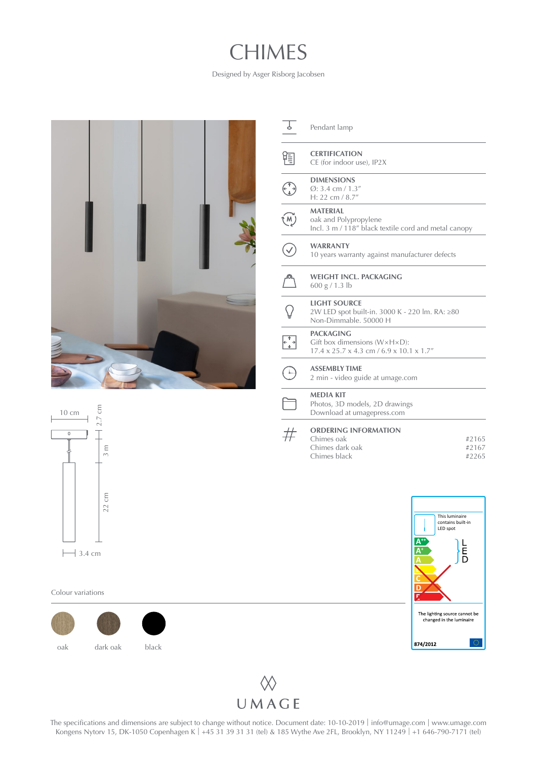# CHIMES

Designed by Asger Risborg Jacobsen

Pendant lamp

**CERTIFICATION**
CE (for indoor use), IP2X

**DIMENSIONS**
Ø: 3.4 cm / 1.3″
H: 22 cm / 8.7″

**MATERIAL**
oak and Polypropylene
Incl. 3 m / 118″ black textile cord and metal canopy

**WARRANTY**
10 years warranty against manufacturer defects

**WEIGHT INCL. PACKAGING**
600 g / 1.3 lb

**LIGHT SOURCE**
2W LED spot built-in. 3000 K - 220 lm. RA: ≥80
Non-Dimmable. 50000 H

**PACKAGING**
Gift box dimensions (W×H×D):
17.4 x 25.7 x 4.3 cm / 6.9 x 10.1 x 1.7″

**ASSEMBLY TIME**
2 min - video guide at umage.com

**MEDIA KIT**
Photos, 3D models, 2D drawings
Download at umagepress.com

**ORDERING INFORMATION**

| | |
|---|---|
| Chimes oak | #2165 |
| Chimes dark oak | #2167 |
| Chimes black | #2265 |

10 cm | 2.7 cm | 3 m | 22 cm | 3.4 cm

Colour variations

oak | dark oak | black

This luminaire contains built-in LED spot

LED

The lighting source cannot be changed in the luminaire

874/2012

UMAGE

The specifications and dimensions are subject to change without notice. Document date: 10-10-2019 | info@umage.com | www.umage.com
Kongens Nytorv 15, DK-1050 Copenhagen K | +45 31 39 31 31 (tel) & 185 Wythe Ave 2FL, Brooklyn, NY 11249 | +1 646-790-7171 (tel)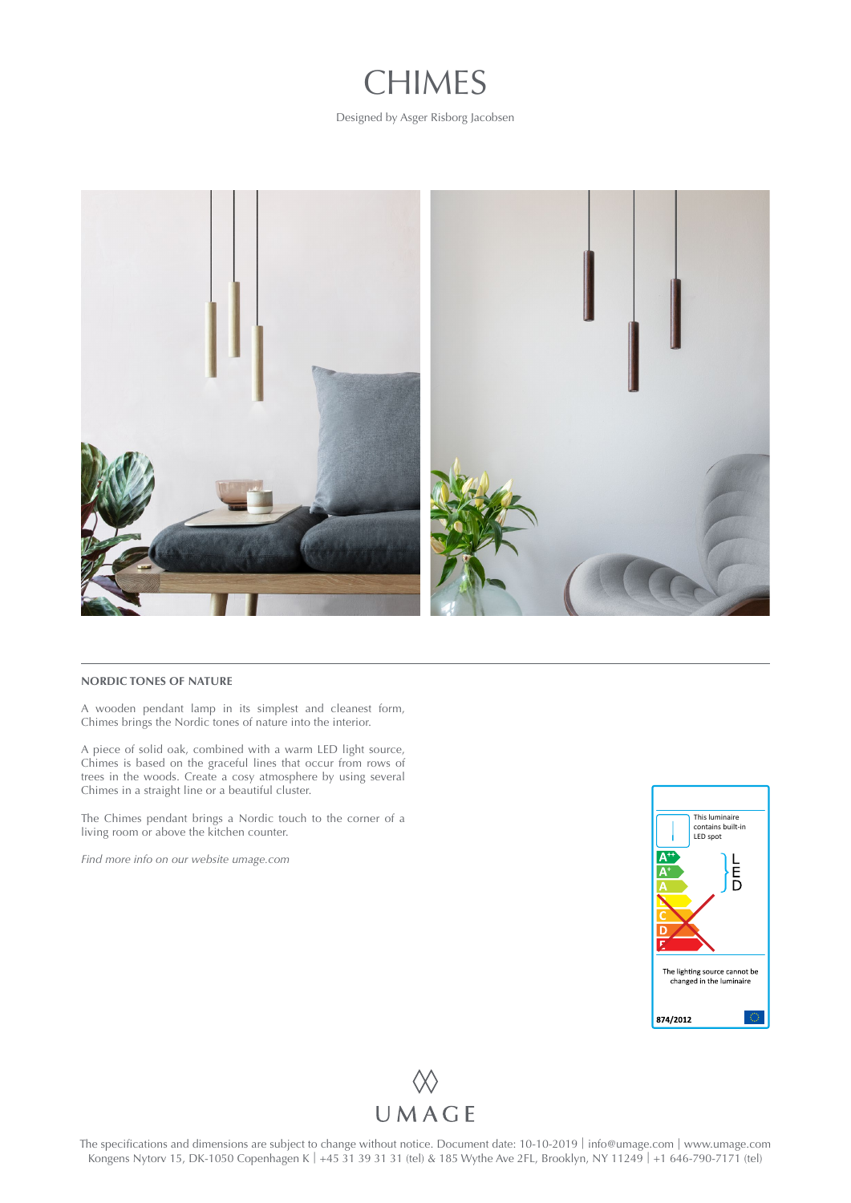# CHIMES

Designed by Asger Risborg Jacobsen

## NORDIC TONES OF NATURE

A wooden pendant lamp in its simplest and cleanest form, Chimes brings the Nordic tones of nature into the interior.

A piece of solid oak, combined with a warm LED light source, Chimes is based on the graceful lines that occur from rows of trees in the woods. Create a cosy atmosphere by using several Chimes in a straight line or a beautiful cluster.

The Chimes pendant brings a Nordic touch to the corner of a living room or above the kitchen counter.

*Find more info on our website umage.com*

This luminaire contains built-in LED spot

A++ A+ A B C D E

LED

The lighting source cannot be changed in the luminaire

874/2012

UMAGE

The specifications and dimensions are subject to change without notice. Document date: 10-10-2019 | info@umage.com | www.umage.com
Kongens Nytorv 15, DK-1050 Copenhagen K | +45 31 39 31 31 (tel) & 185 Wythe Ave 2FL, Brooklyn, NY 11249 | +1 646-790-7171 (tel)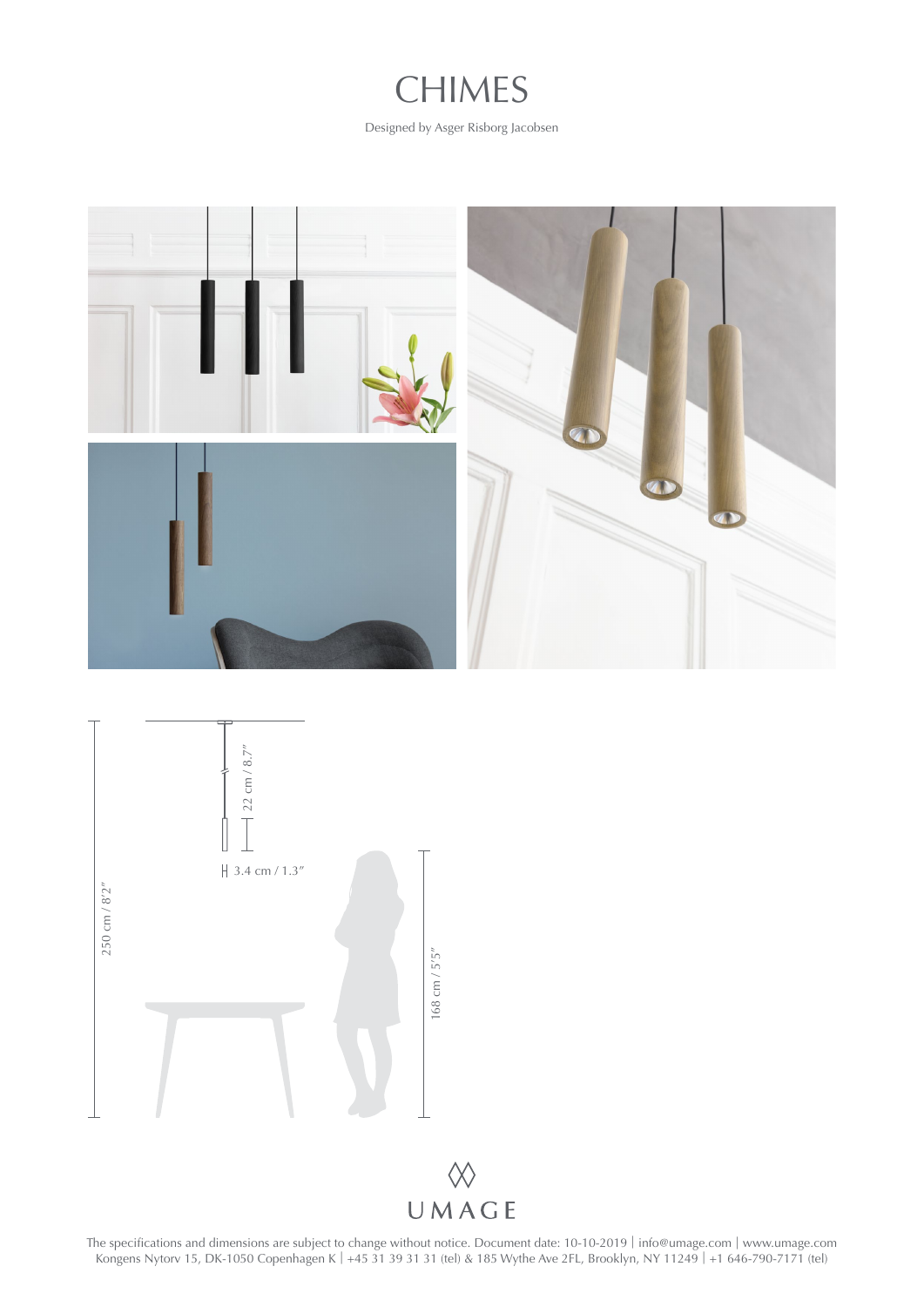# CHIMES

Designed by Asger Risborg Jacobsen

22 cm / 8.7″

3.4 cm / 1.3″

250 cm / 8′2″

168 cm / 5′5″

UMAGE

The specifications and dimensions are subject to change without notice. Document date: 10-10-2019 | info@umage.com | www.umage.com
Kongens Nytorv 15, DK-1050 Copenhagen K | +45 31 39 31 31 (tel) & 185 Wythe Ave 2FL, Brooklyn, NY 11249 | +1 646-790-7171 (tel)